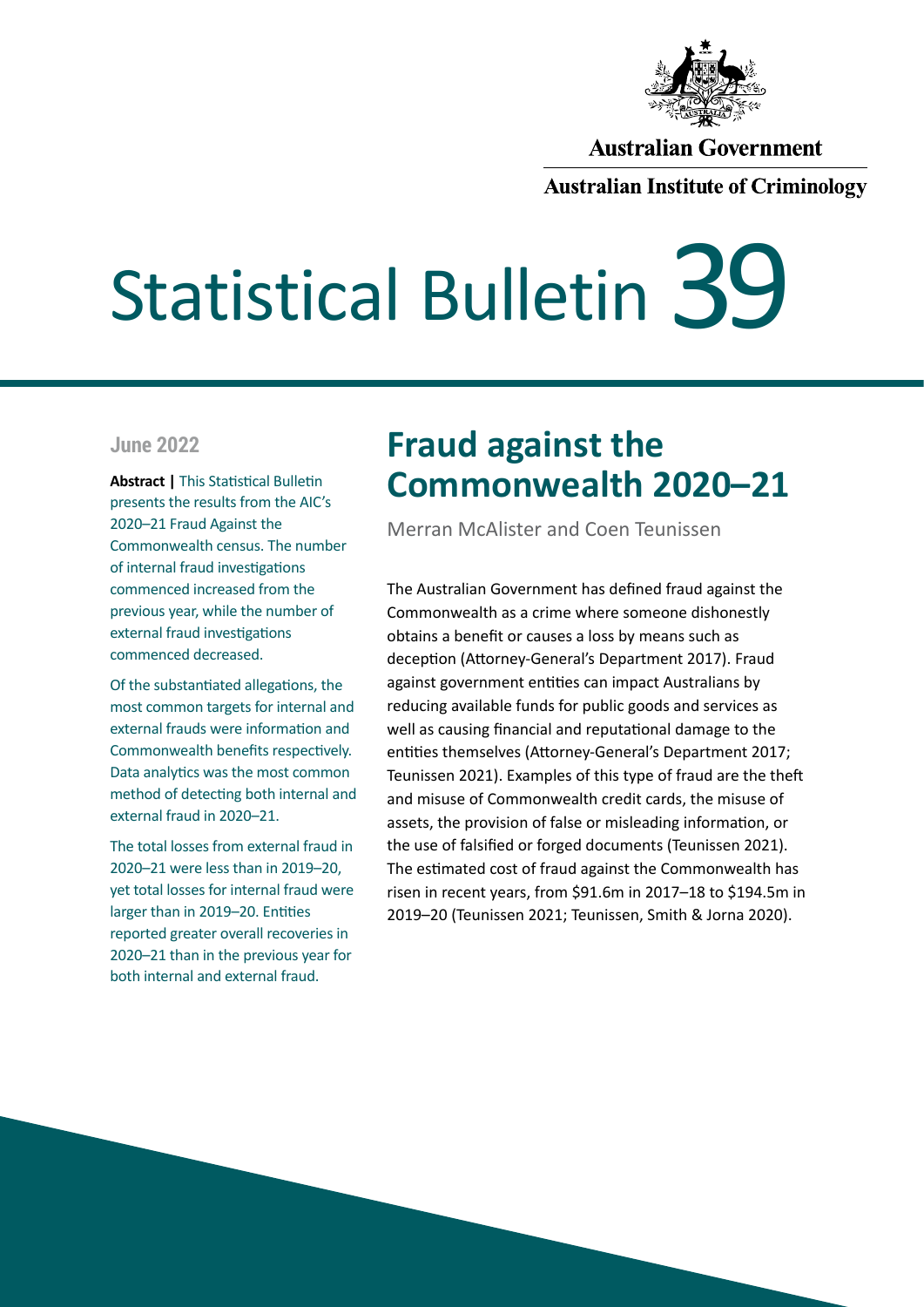Australian Government

Australian Institute of Criminology

# Statistical Bulletin 39

**June 2022**

**Abstract |** This Statistical Bulletin presents the results from the AIC's 2020–21 Fraud Against the Commonwealth census. The number of internal fraud investigations commenced increased from the previous year, while the number of external fraud investigations commenced decreased.

Of the substantiated allegations, the most common targets for internal and external frauds were information and Commonwealth benefits respectively. Data analytics was the most common method of detecting both internal and external fraud in 2020–21.

The total losses from external fraud in 2020–21 were less than in 2019–20, yet total losses for internal fraud were larger than in 2019–20. Entities reported greater overall recoveries in 2020–21 than in the previous year for both internal and external fraud.

## Fraud against the Commonwealth 2020–21

Merran McAlister and Coen Teunissen

The Australian Government has defined fraud against the Commonwealth as a crime where someone dishonestly obtains a benefit or causes a loss by means such as deception (Attorney-General's Department 2017). Fraud against government entities can impact Australians by reducing available funds for public goods and services as well as causing financial and reputational damage to the entities themselves (Attorney-General's Department 2017; Teunissen 2021). Examples of this type of fraud are the theft and misuse of Commonwealth credit cards, the misuse of assets, the provision of false or misleading information, or the use of falsified or forged documents (Teunissen 2021). The estimated cost of fraud against the Commonwealth has risen in recent years, from $91.6m in 2017–18 to $194.5m in 2019–20 (Teunissen 2021; Teunissen, Smith & Jorna 2020).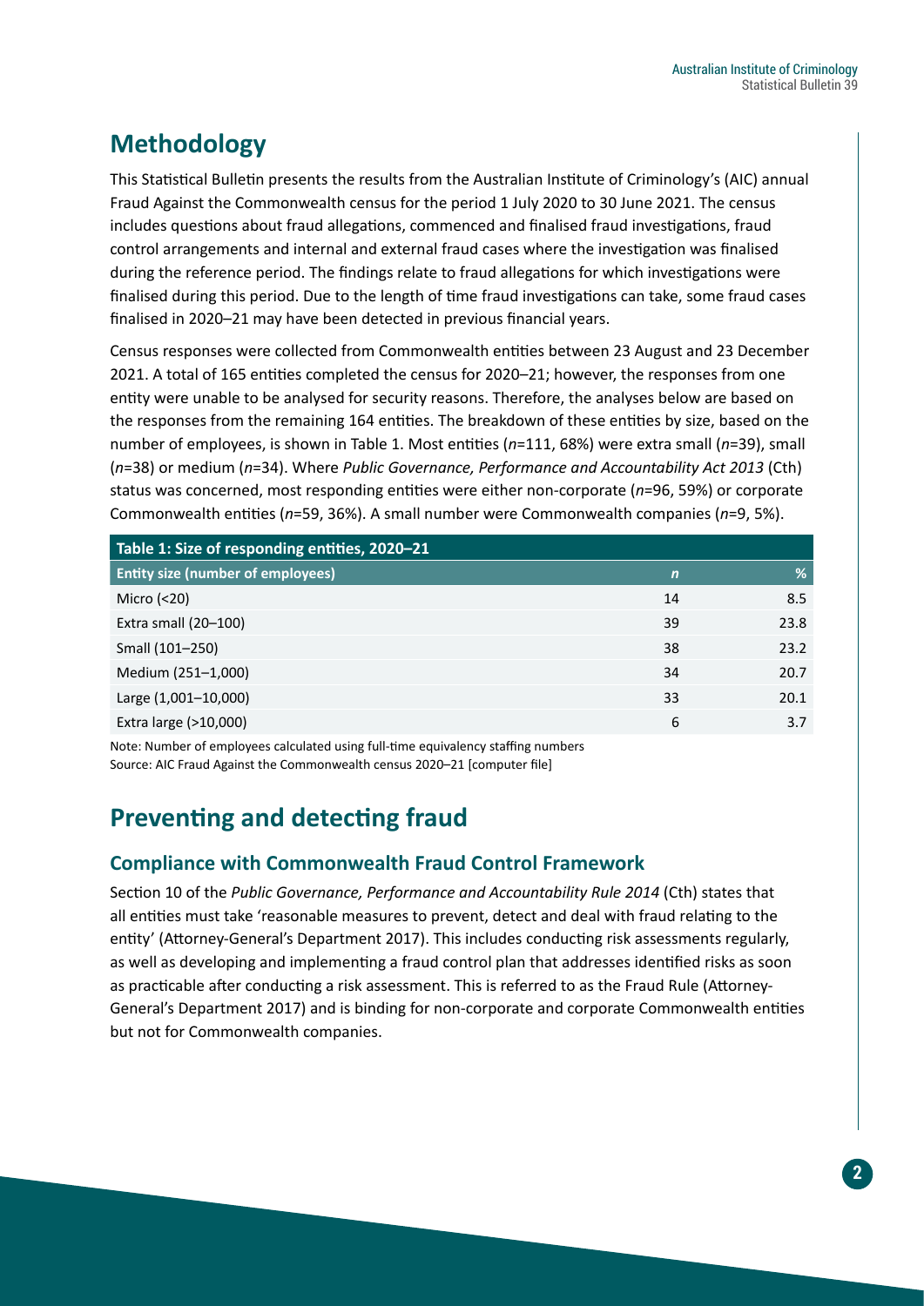## Methodology

This Statistical Bulletin presents the results from the Australian Institute of Criminology's (AIC) annual Fraud Against the Commonwealth census for the period 1 July 2020 to 30 June 2021. The census includes questions about fraud allegations, commenced and finalised fraud investigations, fraud control arrangements and internal and external fraud cases where the investigation was finalised during the reference period. The findings relate to fraud allegations for which investigations were finalised during this period. Due to the length of time fraud investigations can take, some fraud cases finalised in 2020–21 may have been detected in previous financial years.

Census responses were collected from Commonwealth entities between 23 August and 23 December 2021. A total of 165 entities completed the census for 2020–21; however, the responses from one entity were unable to be analysed for security reasons. Therefore, the analyses below are based on the responses from the remaining 164 entities. The breakdown of these entities by size, based on the number of employees, is shown in Table 1. Most entities (*n*=111, 68%) were extra small (*n*=39), small (*n*=38) or medium (*n*=34). Where *Public Governance, Performance and Accountability Act 2013* (Cth) status was concerned, most responding entities were either non-corporate (*n*=96, 59%) or corporate Commonwealth entities (*n*=59, 36%). A small number were Commonwealth companies (*n*=9, 5%).

**Table 1: Size of responding entities, 2020–21**

| Entity size (number of employees) | *n* | % |
|---|---|---|
| Micro (<20) | 14 | 8.5 |
| Extra small (20–100) | 39 | 23.8 |
| Small (101–250) | 38 | 23.2 |
| Medium (251–1,000) | 34 | 20.7 |
| Large (1,001–10,000) | 33 | 20.1 |
| Extra large (>10,000) | 6 | 3.7 |

Note: Number of employees calculated using full-time equivalency staffing numbers
Source: AIC Fraud Against the Commonwealth census 2020–21 [computer file]

## Preventing and detecting fraud

### Compliance with Commonwealth Fraud Control Framework

Section 10 of the *Public Governance, Performance and Accountability Rule 2014* (Cth) states that all entities must take 'reasonable measures to prevent, detect and deal with fraud relating to the entity' (Attorney-General's Department 2017). This includes conducting risk assessments regularly, as well as developing and implementing a fraud control plan that addresses identified risks as soon as practicable after conducting a risk assessment. This is referred to as the Fraud Rule (Attorney-General's Department 2017) and is binding for non-corporate and corporate Commonwealth entities but not for Commonwealth companies.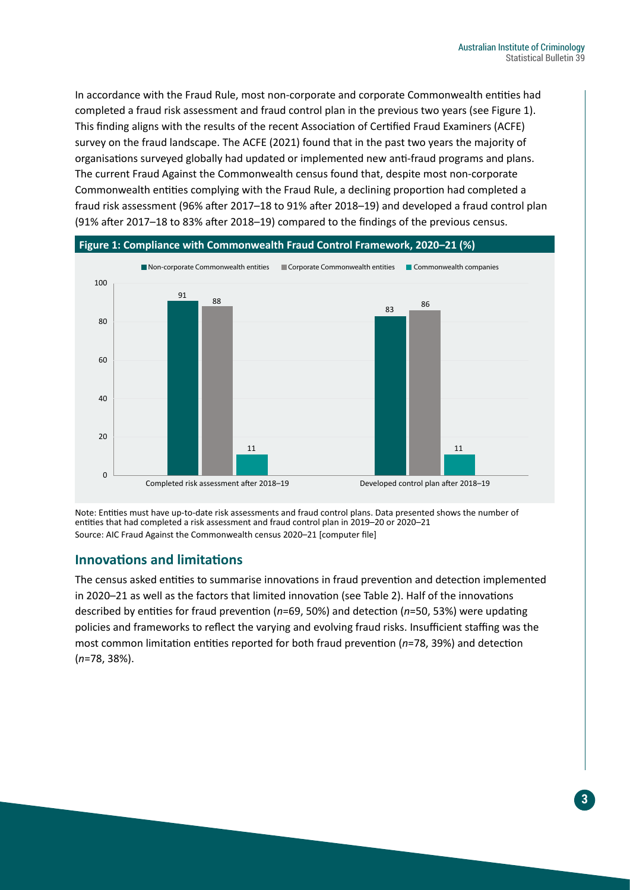In accordance with the Fraud Rule, most non-corporate and corporate Commonwealth entities had completed a fraud risk assessment and fraud control plan in the previous two years (see Figure 1). This finding aligns with the results of the recent Association of Certified Fraud Examiners (ACFE) survey on the fraud landscape. The ACFE (2021) found that in the past two years the majority of organisations surveyed globally had updated or implemented new anti-fraud programs and plans. The current Fraud Against the Commonwealth census found that, despite most non-corporate Commonwealth entities complying with the Fraud Rule, a declining proportion had completed a fraud risk assessment (96% after 2017–18 to 91% after 2018–19) and developed a fraud control plan (91% after 2017–18 to 83% after 2018–19) compared to the findings of the previous census.

**Figure 1: Compliance with Commonwealth Fraud Control Framework, 2020–21 (%)**

Non-corporate Commonwealth entities
Corporate Commonwealth entities
Commonwealth companies

100
80
60
40
20
0

Completed risk assessment after 2018–19: 91, 88, 11

Developed control plan after 2018–19: 83, 86, 11

Note: Entities must have up-to-date risk assessments and fraud control plans. Data presented shows the number of entities that had completed a risk assessment and fraud control plan in 2019–20 or 2020–21

Source: AIC Fraud Against the Commonwealth census 2020–21 [computer file]

## Innovations and limitations

The census asked entities to summarise innovations in fraud prevention and detection implemented in 2020–21 as well as the factors that limited innovation (see Table 2). Half of the innovations described by entities for fraud prevention (*n*=69, 50%) and detection (*n*=50, 53%) were updating policies and frameworks to reflect the varying and evolving fraud risks. Insufficient staffing was the most common limitation entities reported for both fraud prevention (*n*=78, 39%) and detection (*n*=78, 38%).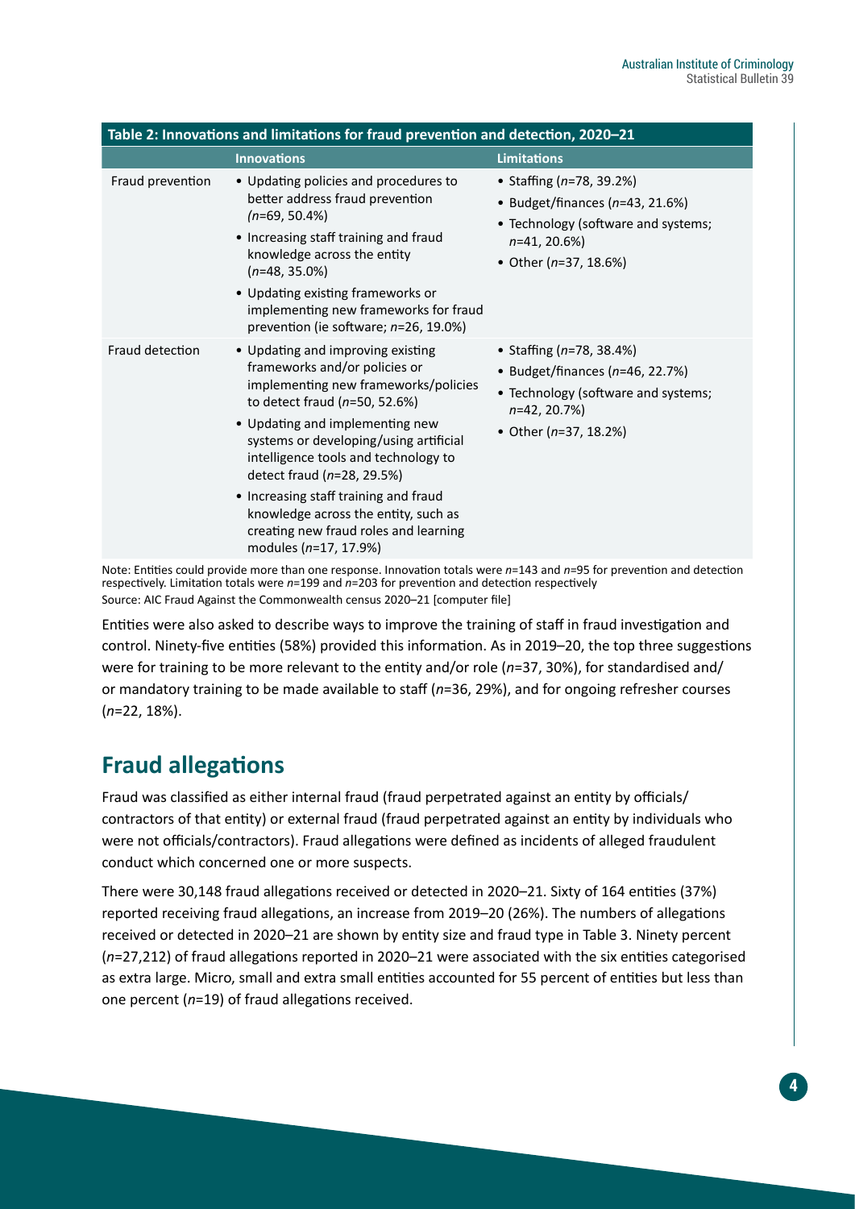Table 2: Innovations and limitations for fraud prevention and detection, 2020–21

| | Innovations | Limitations |
|---|---|---|
| Fraud prevention | • Updating policies and procedures to better address fraud prevention (*n*=69, 50.4%)<br>• Increasing staff training and fraud knowledge across the entity (*n*=48, 35.0%)<br>• Updating existing frameworks or implementing new frameworks for fraud prevention (ie software; *n*=26, 19.0%) | • Staffing (*n*=78, 39.2%)<br>• Budget/finances (*n*=43, 21.6%)<br>• Technology (software and systems; *n*=41, 20.6%)<br>• Other (*n*=37, 18.6%) |
| Fraud detection | • Updating and improving existing frameworks and/or policies or implementing new frameworks/policies to detect fraud (*n*=50, 52.6%)<br>• Updating and implementing new systems or developing/using artificial intelligence tools and technology to detect fraud (*n*=28, 29.5%)<br>• Increasing staff training and fraud knowledge across the entity, such as creating new fraud roles and learning modules (*n*=17, 17.9%) | • Staffing (*n*=78, 38.4%)<br>• Budget/finances (*n*=46, 22.7%)<br>• Technology (software and systems; *n*=42, 20.7%)<br>• Other (*n*=37, 18.2%) |

Note: Entities could provide more than one response. Innovation totals were *n*=143 and *n*=95 for prevention and detection respectively. Limitation totals were *n*=199 and *n*=203 for prevention and detection respectively

Source: AIC Fraud Against the Commonwealth census 2020–21 [computer file]

Entities were also asked to describe ways to improve the training of staff in fraud investigation and control. Ninety-five entities (58%) provided this information. As in 2019–20, the top three suggestions were for training to be more relevant to the entity and/or role (*n*=37, 30%), for standardised and/or mandatory training to be made available to staff (*n*=36, 29%), and for ongoing refresher courses (*n*=22, 18%).

## Fraud allegations

Fraud was classified as either internal fraud (fraud perpetrated against an entity by officials/contractors of that entity) or external fraud (fraud perpetrated against an entity by individuals who were not officials/contractors). Fraud allegations were defined as incidents of alleged fraudulent conduct which concerned one or more suspects.

There were 30,148 fraud allegations received or detected in 2020–21. Sixty of 164 entities (37%) reported receiving fraud allegations, an increase from 2019–20 (26%). The numbers of allegations received or detected in 2020–21 are shown by entity size and fraud type in Table 3. Ninety percent (*n*=27,212) of fraud allegations reported in 2020–21 were associated with the six entities categorised as extra large. Micro, small and extra small entities accounted for 55 percent of entities but less than one percent (*n*=19) of fraud allegations received.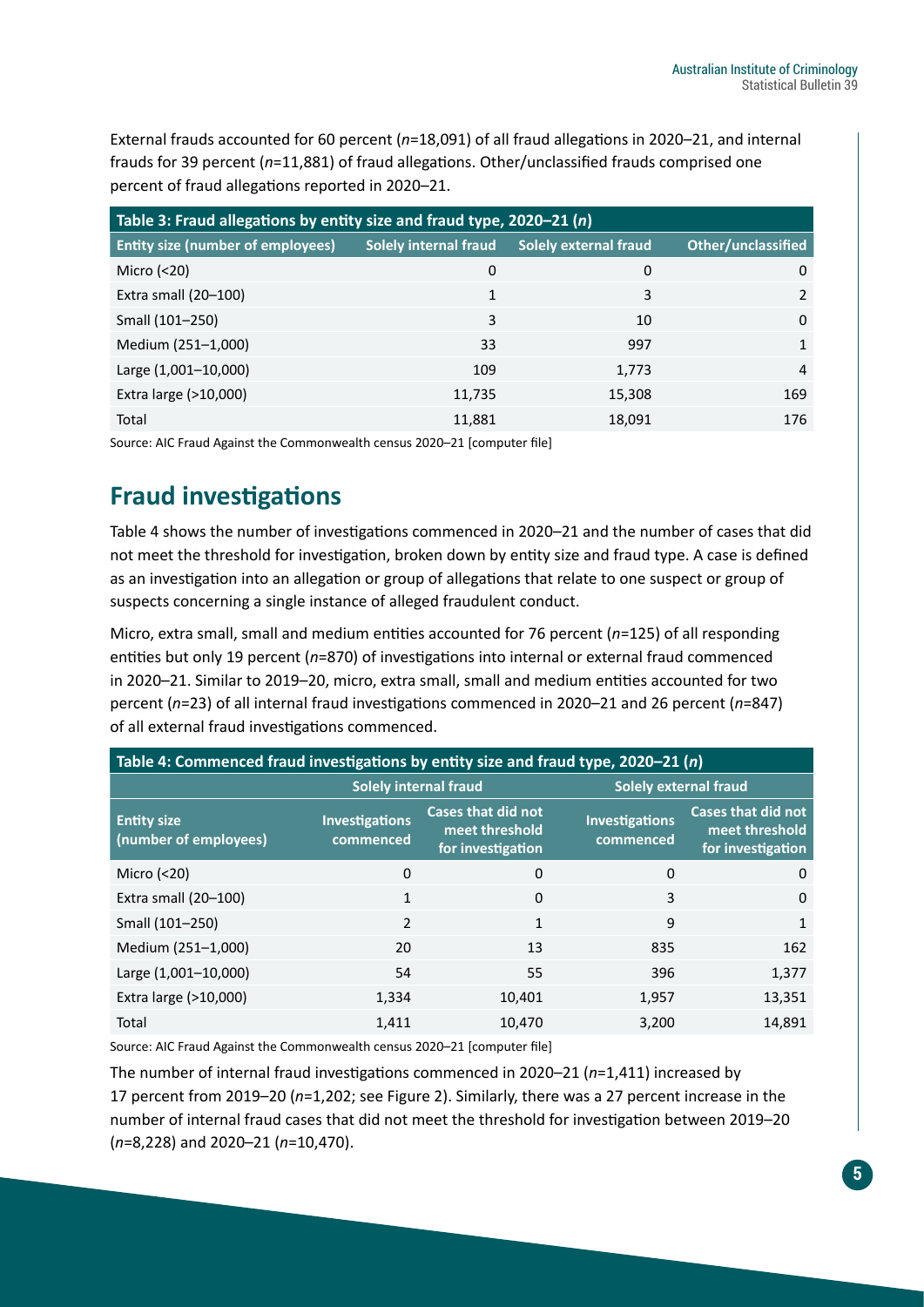External frauds accounted for 60 percent (*n*=18,091) of all fraud allegations in 2020–21, and internal frauds for 39 percent (*n*=11,881) of fraud allegations. Other/unclassified frauds comprised one percent of fraud allegations reported in 2020–21.

**Table 3: Fraud allegations by entity size and fraud type, 2020–21 (*n*)**

| Entity size (number of employees) | Solely internal fraud | Solely external fraud | Other/unclassified |
|---|---|---|---|
| Micro (<20) | 0 | 0 | 0 |
| Extra small (20–100) | 1 | 3 | 2 |
| Small (101–250) | 3 | 10 | 0 |
| Medium (251–1,000) | 33 | 997 | 1 |
| Large (1,001–10,000) | 109 | 1,773 | 4 |
| Extra large (>10,000) | 11,735 | 15,308 | 169 |
| Total | 11,881 | 18,091 | 176 |

Source: AIC Fraud Against the Commonwealth census 2020–21 [computer file]

## Fraud investigations

Table 4 shows the number of investigations commenced in 2020–21 and the number of cases that did not meet the threshold for investigation, broken down by entity size and fraud type. A case is defined as an investigation into an allegation or group of allegations that relate to one suspect or group of suspects concerning a single instance of alleged fraudulent conduct.

Micro, extra small, small and medium entities accounted for 76 percent (*n*=125) of all responding entities but only 19 percent (*n*=870) of investigations into internal or external fraud commenced in 2020–21. Similar to 2019–20, micro, extra small, small and medium entities accounted for two percent (*n*=23) of all internal fraud investigations commenced in 2020–21 and 26 percent (*n*=847) of all external fraud investigations commenced.

**Table 4: Commenced fraud investigations by entity size and fraud type, 2020–21 (*n*)**

| | Solely internal fraud | | Solely external fraud | |
|---|---|---|---|---|
| Entity size (number of employees) | Investigations commenced | Cases that did not meet threshold for investigation | Investigations commenced | Cases that did not meet threshold for investigation |
| Micro (<20) | 0 | 0 | 0 | 0 |
| Extra small (20–100) | 1 | 0 | 3 | 0 |
| Small (101–250) | 2 | 1 | 9 | 1 |
| Medium (251–1,000) | 20 | 13 | 835 | 162 |
| Large (1,001–10,000) | 54 | 55 | 396 | 1,377 |
| Extra large (>10,000) | 1,334 | 10,401 | 1,957 | 13,351 |
| Total | 1,411 | 10,470 | 3,200 | 14,891 |

Source: AIC Fraud Against the Commonwealth census 2020–21 [computer file]

The number of internal fraud investigations commenced in 2020–21 (*n*=1,411) increased by 17 percent from 2019–20 (*n*=1,202; see Figure 2). Similarly, there was a 27 percent increase in the number of internal fraud cases that did not meet the threshold for investigation between 2019–20 (*n*=8,228) and 2020–21 (*n*=10,470).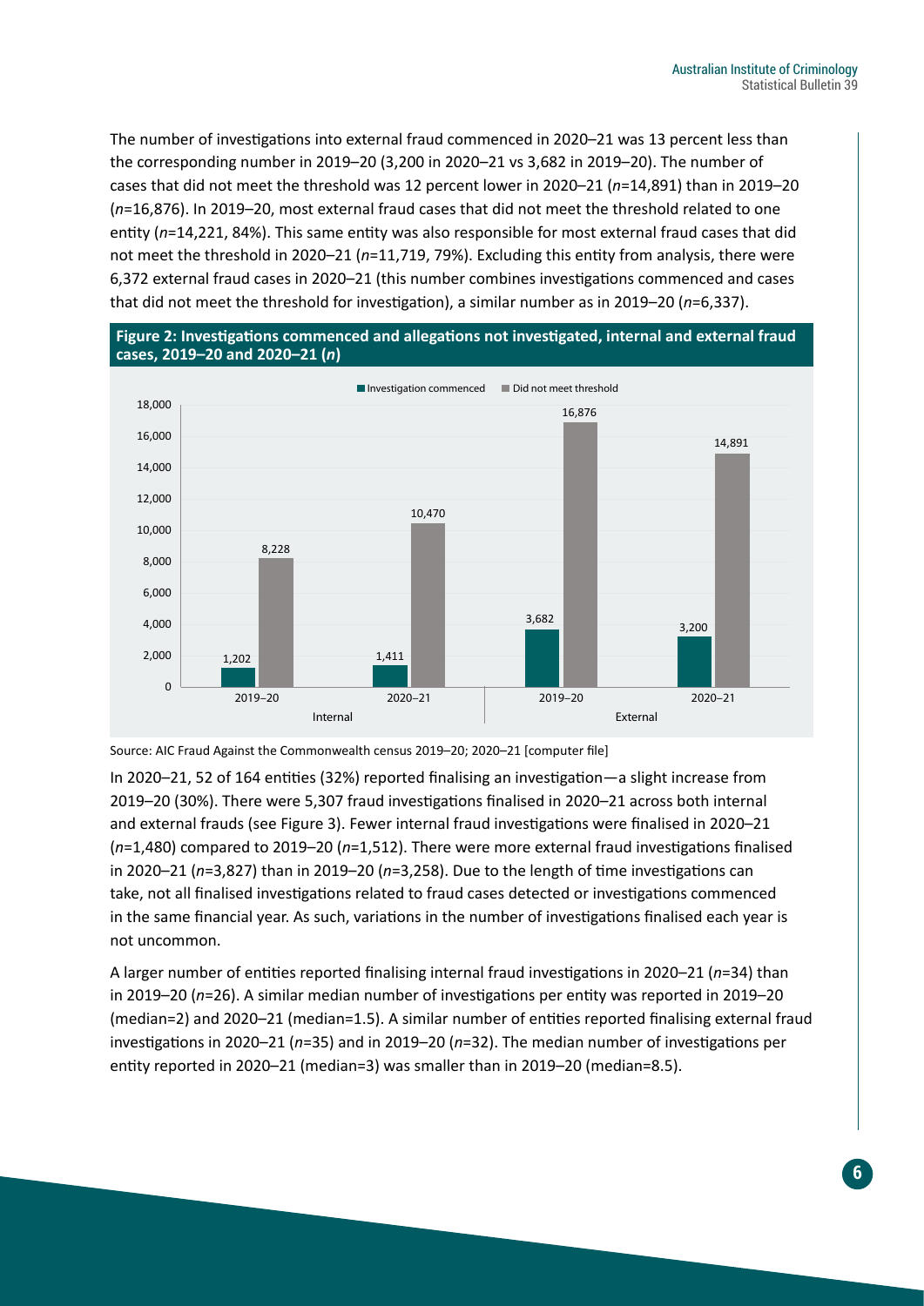The number of investigations into external fraud commenced in 2020–21 was 13 percent less than the corresponding number in 2019–20 (3,200 in 2020–21 vs 3,682 in 2019–20). The number of cases that did not meet the threshold was 12 percent lower in 2020–21 (*n*=14,891) than in 2019–20 (*n*=16,876). In 2019–20, most external fraud cases that did not meet the threshold related to one entity (*n*=14,221, 84%). This same entity was also responsible for most external fraud cases that did not meet the threshold in 2020–21 (*n*=11,719, 79%). Excluding this entity from analysis, there were 6,372 external fraud cases in 2020–21 (this number combines investigations commenced and cases that did not meet the threshold for investigation), a similar number as in 2019–20 (*n*=6,337).

**Figure 2: Investigations commenced and allegations not investigated, internal and external fraud cases, 2019–20 and 2020–21 (*n*)**

Investigation commenced
Did not meet threshold

18,000
16,000
14,000
12,000
10,000
8,000
6,000
4,000
2,000
0

1,202
8,228
1,411
10,470
3,682
16,876
3,200
14,891

2019–20
2020–21
2019–20
2020–21

Internal
External

Source: AIC Fraud Against the Commonwealth census 2019–20; 2020–21 [computer file]

In 2020–21, 52 of 164 entities (32%) reported finalising an investigation—a slight increase from 2019–20 (30%). There were 5,307 fraud investigations finalised in 2020–21 across both internal and external frauds (see Figure 3). Fewer internal fraud investigations were finalised in 2020–21 (*n*=1,480) compared to 2019–20 (*n*=1,512). There were more external fraud investigations finalised in 2020–21 (*n*=3,827) than in 2019–20 (*n*=3,258). Due to the length of time investigations can take, not all finalised investigations related to fraud cases detected or investigations commenced in the same financial year. As such, variations in the number of investigations finalised each year is not uncommon.

A larger number of entities reported finalising internal fraud investigations in 2020–21 (*n*=34) than in 2019–20 (*n*=26). A similar median number of investigations per entity was reported in 2019–20 (median=2) and 2020–21 (median=1.5). A similar number of entities reported finalising external fraud investigations in 2020–21 (*n*=35) and in 2019–20 (*n*=32). The median number of investigations per entity reported in 2020–21 (median=3) was smaller than in 2019–20 (median=8.5).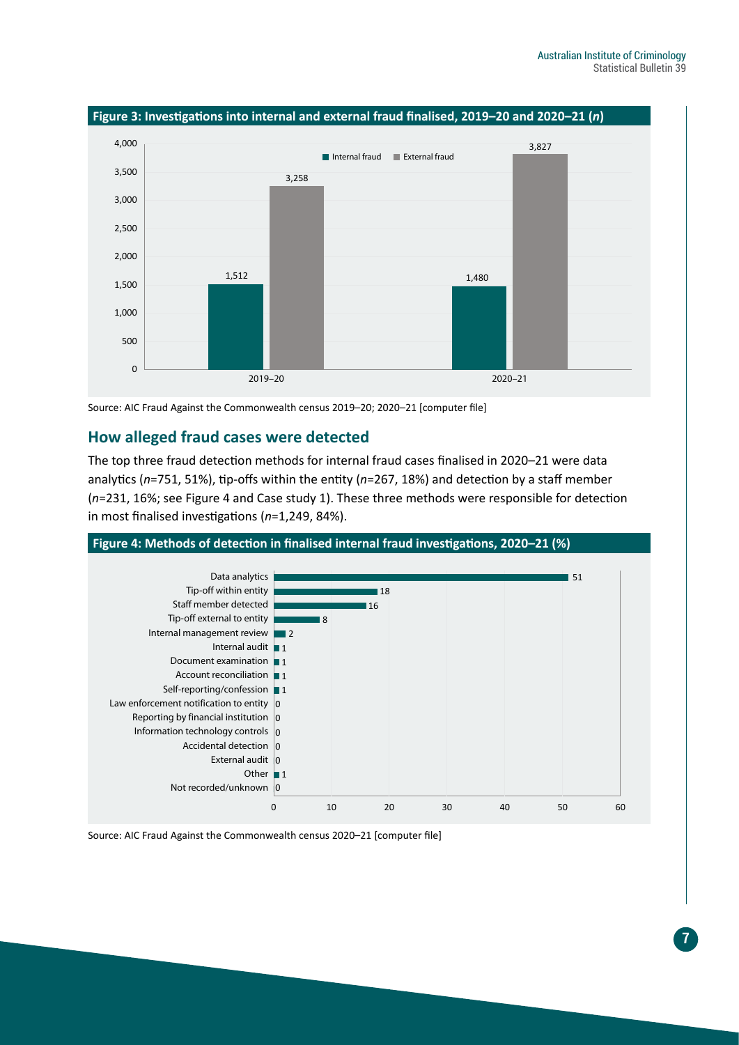**Figure 3: Investigations into internal and external fraud finalised, 2019–20 and 2020–21 (*n*)**

Internal fraud
External fraud

4,000
3,500
3,000
2,500
2,000
1,500
1,000
500
0

2019–20: 1,512; 3,258
2020–21: 1,480; 3,827

Source: AIC Fraud Against the Commonwealth census 2019–20; 2020–21 [computer file]

## How alleged fraud cases were detected

The top three fraud detection methods for internal fraud cases finalised in 2020–21 were data analytics (*n*=751, 51%), tip-offs within the entity (*n*=267, 18%) and detection by a staff member (*n*=231, 16%; see Figure 4 and Case study 1). These three methods were responsible for detection in most finalised investigations (*n*=1,249, 84%).

**Figure 4: Methods of detection in finalised internal fraud investigations, 2020–21 (%)**

Data analytics 51
Tip-off within entity 18
Staff member detected 16
Tip-off external to entity 8
Internal management review 2
Internal audit 1
Document examination 1
Account reconciliation 1
Self-reporting/confession 1
Law enforcement notification to entity 0
Reporting by financial institution 0
Information technology controls 0
Accidental detection 0
External audit 0
Other 1
Not recorded/unknown 0

0 10 20 30 40 50 60

Source: AIC Fraud Against the Commonwealth census 2020–21 [computer file]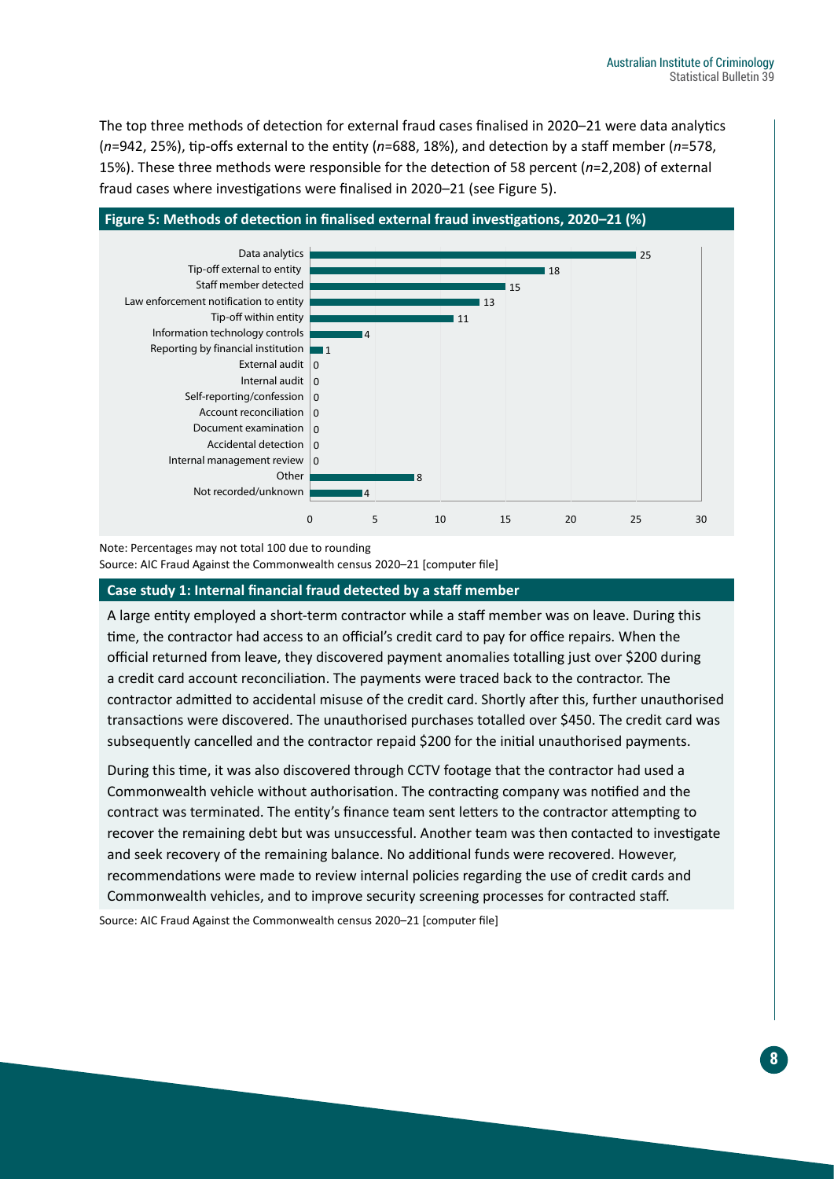The top three methods of detection for external fraud cases finalised in 2020–21 were data analytics (*n*=942, 25%), tip-offs external to the entity (*n*=688, 18%), and detection by a staff member (*n*=578, 15%). These three methods were responsible for the detection of 58 percent (*n*=2,208) of external fraud cases where investigations were finalised in 2020–21 (see Figure 5).

**Figure 5: Methods of detection in finalised external fraud investigations, 2020–21 (%)**

Data analytics 25
Tip-off external to entity 18
Staff member detected 15
Law enforcement notification to entity 13
Tip-off within entity 11
Information technology controls 4
Reporting by financial institution 1
External audit 0
Internal audit 0
Self-reporting/confession 0
Account reconciliation 0
Document examination 0
Accidental detection 0
Internal management review 0
Other 8
Not recorded/unknown 4

0 5 10 15 20 25 30

Note: Percentages may not total 100 due to rounding
Source: AIC Fraud Against the Commonwealth census 2020–21 [computer file]

**Case study 1: Internal financial fraud detected by a staff member**

A large entity employed a short-term contractor while a staff member was on leave. During this time, the contractor had access to an official's credit card to pay for office repairs. When the official returned from leave, they discovered payment anomalies totalling just over $200 during a credit card account reconciliation. The payments were traced back to the contractor. The contractor admitted to accidental misuse of the credit card. Shortly after this, further unauthorised transactions were discovered. The unauthorised purchases totalled over $450. The credit card was subsequently cancelled and the contractor repaid $200 for the initial unauthorised payments.

During this time, it was also discovered through CCTV footage that the contractor had used a Commonwealth vehicle without authorisation. The contracting company was notified and the contract was terminated. The entity's finance team sent letters to the contractor attempting to recover the remaining debt but was unsuccessful. Another team was then contacted to investigate and seek recovery of the remaining balance. No additional funds were recovered. However, recommendations were made to review internal policies regarding the use of credit cards and Commonwealth vehicles, and to improve security screening processes for contracted staff.

Source: AIC Fraud Against the Commonwealth census 2020–21 [computer file]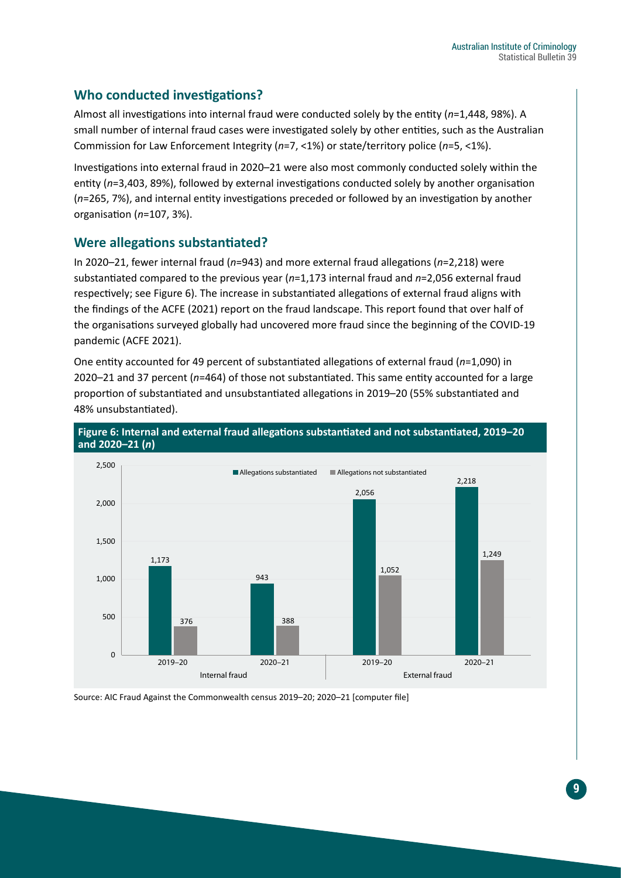## Who conducted investigations?

Almost all investigations into internal fraud were conducted solely by the entity (*n*=1,448, 98%). A small number of internal fraud cases were investigated solely by other entities, such as the Australian Commission for Law Enforcement Integrity (*n*=7, <1%) or state/territory police (*n*=5, <1%).

Investigations into external fraud in 2020–21 were also most commonly conducted solely within the entity (*n*=3,403, 89%), followed by external investigations conducted solely by another organisation (*n*=265, 7%), and internal entity investigations preceded or followed by an investigation by another organisation (*n*=107, 3%).

## Were allegations substantiated?

In 2020–21, fewer internal fraud (*n*=943) and more external fraud allegations (*n*=2,218) were substantiated compared to the previous year (*n*=1,173 internal fraud and *n*=2,056 external fraud respectively; see Figure 6). The increase in substantiated allegations of external fraud aligns with the findings of the ACFE (2021) report on the fraud landscape. This report found that over half of the organisations surveyed globally had uncovered more fraud since the beginning of the COVID-19 pandemic (ACFE 2021).

One entity accounted for 49 percent of substantiated allegations of external fraud (*n*=1,090) in 2020–21 and 37 percent (*n*=464) of those not substantiated. This same entity accounted for a large proportion of substantiated and unsubstantiated allegations in 2019–20 (55% substantiated and 48% unsubstantiated).

**Figure 6: Internal and external fraud allegations substantiated and not substantiated, 2019–20 and 2020–21 (*n*)**

Allegations substantiated
Allegations not substantiated

2,500
2,000
1,500
1,000
500
0

1,173
376
943
388
2,056
1,052
2,218
1,249

2019–20
2020–21
Internal fraud
2019–20
2020–21
External fraud

Source: AIC Fraud Against the Commonwealth census 2019–20; 2020–21 [computer file]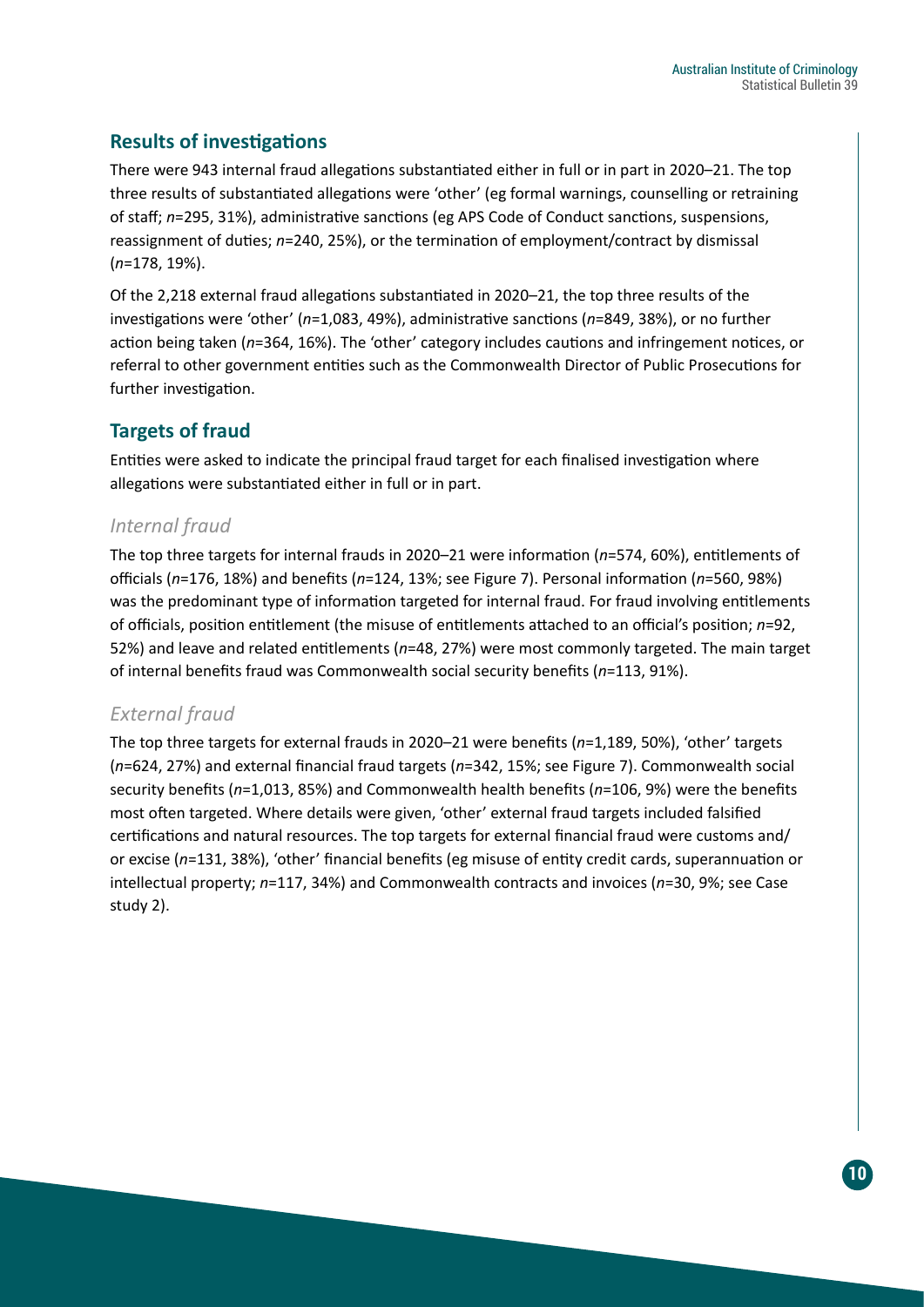## Results of investigations

There were 943 internal fraud allegations substantiated either in full or in part in 2020–21. The top three results of substantiated allegations were 'other' (eg formal warnings, counselling or retraining of staff; *n*=295, 31%), administrative sanctions (eg APS Code of Conduct sanctions, suspensions, reassignment of duties; *n*=240, 25%), or the termination of employment/contract by dismissal (*n*=178, 19%).

Of the 2,218 external fraud allegations substantiated in 2020–21, the top three results of the investigations were 'other' (*n*=1,083, 49%), administrative sanctions (*n*=849, 38%), or no further action being taken (*n*=364, 16%). The 'other' category includes cautions and infringement notices, or referral to other government entities such as the Commonwealth Director of Public Prosecutions for further investigation.

## Targets of fraud

Entities were asked to indicate the principal fraud target for each finalised investigation where allegations were substantiated either in full or in part.

### *Internal fraud*

The top three targets for internal frauds in 2020–21 were information (*n*=574, 60%), entitlements of officials (*n*=176, 18%) and benefits (*n*=124, 13%; see Figure 7). Personal information (*n*=560, 98%) was the predominant type of information targeted for internal fraud. For fraud involving entitlements of officials, position entitlement (the misuse of entitlements attached to an official's position; *n*=92, 52%) and leave and related entitlements (*n*=48, 27%) were most commonly targeted. The main target of internal benefits fraud was Commonwealth social security benefits (*n*=113, 91%).

### *External fraud*

The top three targets for external frauds in 2020–21 were benefits (*n*=1,189, 50%), 'other' targets (*n*=624, 27%) and external financial fraud targets (*n*=342, 15%; see Figure 7). Commonwealth social security benefits (*n*=1,013, 85%) and Commonwealth health benefits (*n*=106, 9%) were the benefits most often targeted. Where details were given, 'other' external fraud targets included falsified certifications and natural resources. The top targets for external financial fraud were customs and/or excise (*n*=131, 38%), 'other' financial benefits (eg misuse of entity credit cards, superannuation or intellectual property; *n*=117, 34%) and Commonwealth contracts and invoices (*n*=30, 9%; see Case study 2).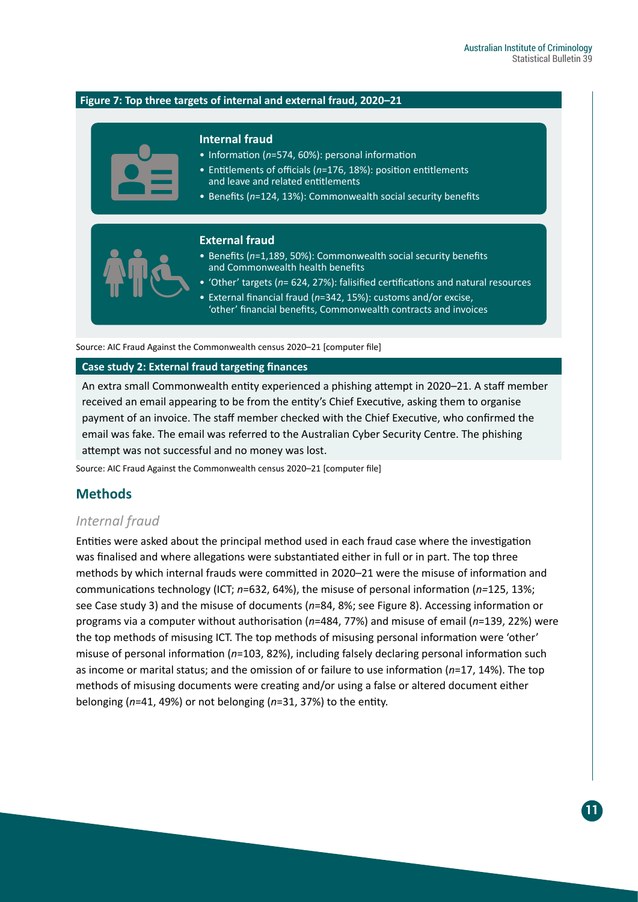**Figure 7: Top three targets of internal and external fraud, 2020–21**

**Internal fraud**

- Information (*n*=574, 60%): personal information
- Entitlements of officials (*n*=176, 18%): position entitlements and leave and related entitlements
- Benefits (*n*=124, 13%): Commonwealth social security benefits

**External fraud**

- Benefits (*n*=1,189, 50%): Commonwealth social security benefits and Commonwealth health benefits
- 'Other' targets (*n*= 624, 27%): falisified certifications and natural resources
- External financial fraud (*n*=342, 15%): customs and/or excise, 'other' financial benefits, Commonwealth contracts and invoices

Source: AIC Fraud Against the Commonwealth census 2020–21 [computer file]

**Case study 2: External fraud targeting finances**

An extra small Commonwealth entity experienced a phishing attempt in 2020–21. A staff member received an email appearing to be from the entity's Chief Executive, asking them to organise payment of an invoice. The staff member checked with the Chief Executive, who confirmed the email was fake. The email was referred to the Australian Cyber Security Centre. The phishing attempt was not successful and no money was lost.

Source: AIC Fraud Against the Commonwealth census 2020–21 [computer file]

## Methods

### *Internal fraud*

Entities were asked about the principal method used in each fraud case where the investigation was finalised and where allegations were substantiated either in full or in part. The top three methods by which internal frauds were committed in 2020–21 were the misuse of information and communications technology (ICT; *n*=632, 64%), the misuse of personal information (*n*=125, 13%; see Case study 3) and the misuse of documents (*n*=84, 8%; see Figure 8). Accessing information or programs via a computer without authorisation (*n*=484, 77%) and misuse of email (*n*=139, 22%) were the top methods of misusing ICT. The top methods of misusing personal information were 'other' misuse of personal information (*n*=103, 82%), including falsely declaring personal information such as income or marital status; and the omission of or failure to use information (*n*=17, 14%). The top methods of misusing documents were creating and/or using a false or altered document either belonging (*n*=41, 49%) or not belonging (*n*=31, 37%) to the entity.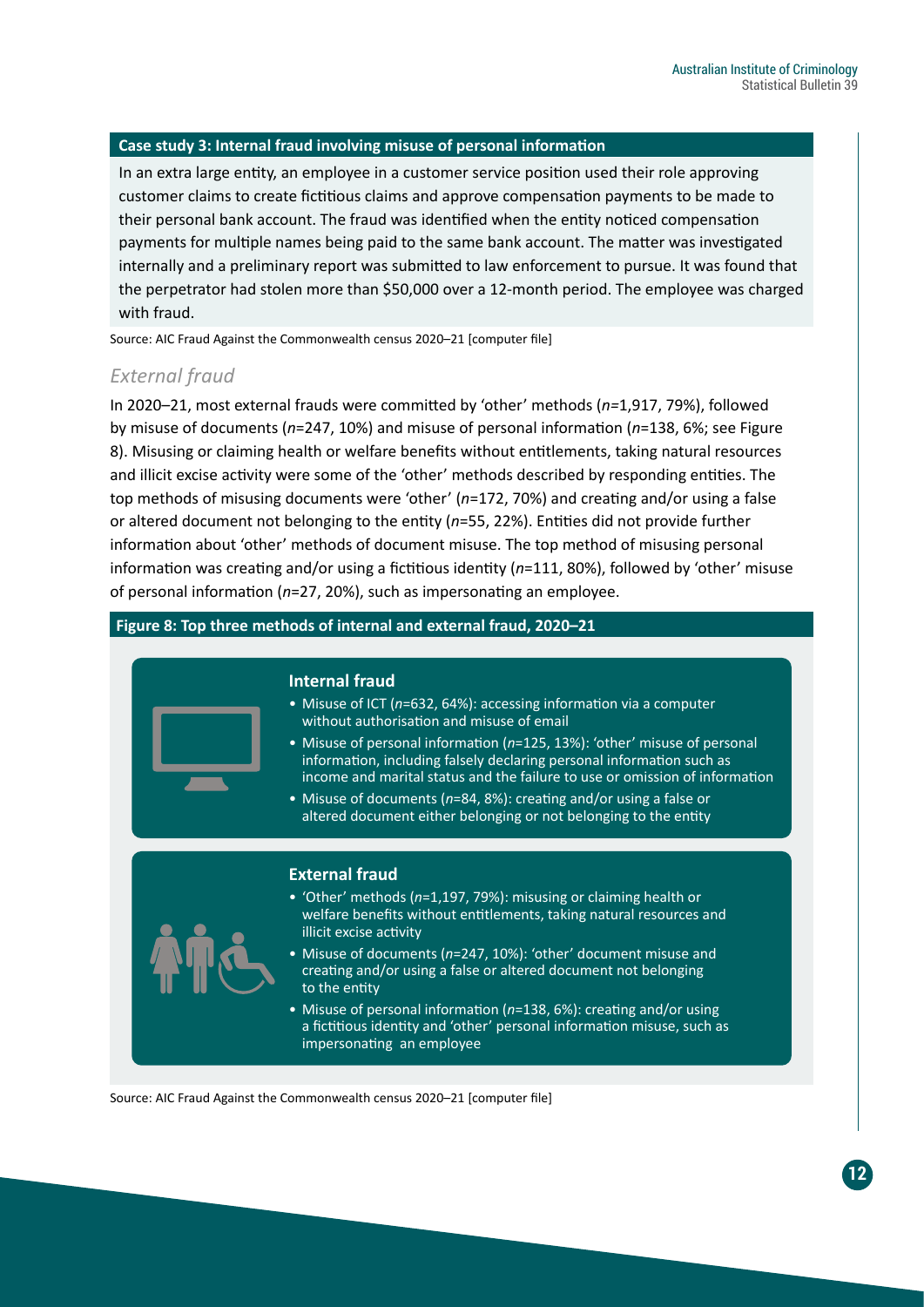**Case study 3: Internal fraud involving misuse of personal information**

In an extra large entity, an employee in a customer service position used their role approving customer claims to create fictitious claims and approve compensation payments to be made to their personal bank account. The fraud was identified when the entity noticed compensation payments for multiple names being paid to the same bank account. The matter was investigated internally and a preliminary report was submitted to law enforcement to pursue. It was found that the perpetrator had stolen more than $50,000 over a 12-month period. The employee was charged with fraud.

Source: AIC Fraud Against the Commonwealth census 2020–21 [computer file]

## *External fraud*

In 2020–21, most external frauds were committed by 'other' methods (*n*=1,917, 79%), followed by misuse of documents (*n*=247, 10%) and misuse of personal information (*n*=138, 6%; see Figure 8). Misusing or claiming health or welfare benefits without entitlements, taking natural resources and illicit excise activity were some of the 'other' methods described by responding entities. The top methods of misusing documents were 'other' (*n*=172, 70%) and creating and/or using a false or altered document not belonging to the entity (*n*=55, 22%). Entities did not provide further information about 'other' methods of document misuse. The top method of misusing personal information was creating and/or using a fictitious identity (*n*=111, 80%), followed by 'other' misuse of personal information (*n*=27, 20%), such as impersonating an employee.

**Figure 8: Top three methods of internal and external fraud, 2020–21**

**Internal fraud**

- Misuse of ICT (*n*=632, 64%): accessing information via a computer without authorisation and misuse of email
- Misuse of personal information (*n*=125, 13%): 'other' misuse of personal information, including falsely declaring personal information such as income and marital status and the failure to use or omission of information
- Misuse of documents (*n*=84, 8%): creating and/or using a false or altered document either belonging or not belonging to the entity

**External fraud**

- 'Other' methods (*n*=1,197, 79%): misusing or claiming health or welfare benefits without entitlements, taking natural resources and illicit excise activity
- Misuse of documents (*n*=247, 10%): 'other' document misuse and creating and/or using a false or altered document not belonging to the entity
- Misuse of personal information (*n*=138, 6%): creating and/or using a fictitious identity and 'other' personal information misuse, such as impersonating an employee

Source: AIC Fraud Against the Commonwealth census 2020–21 [computer file]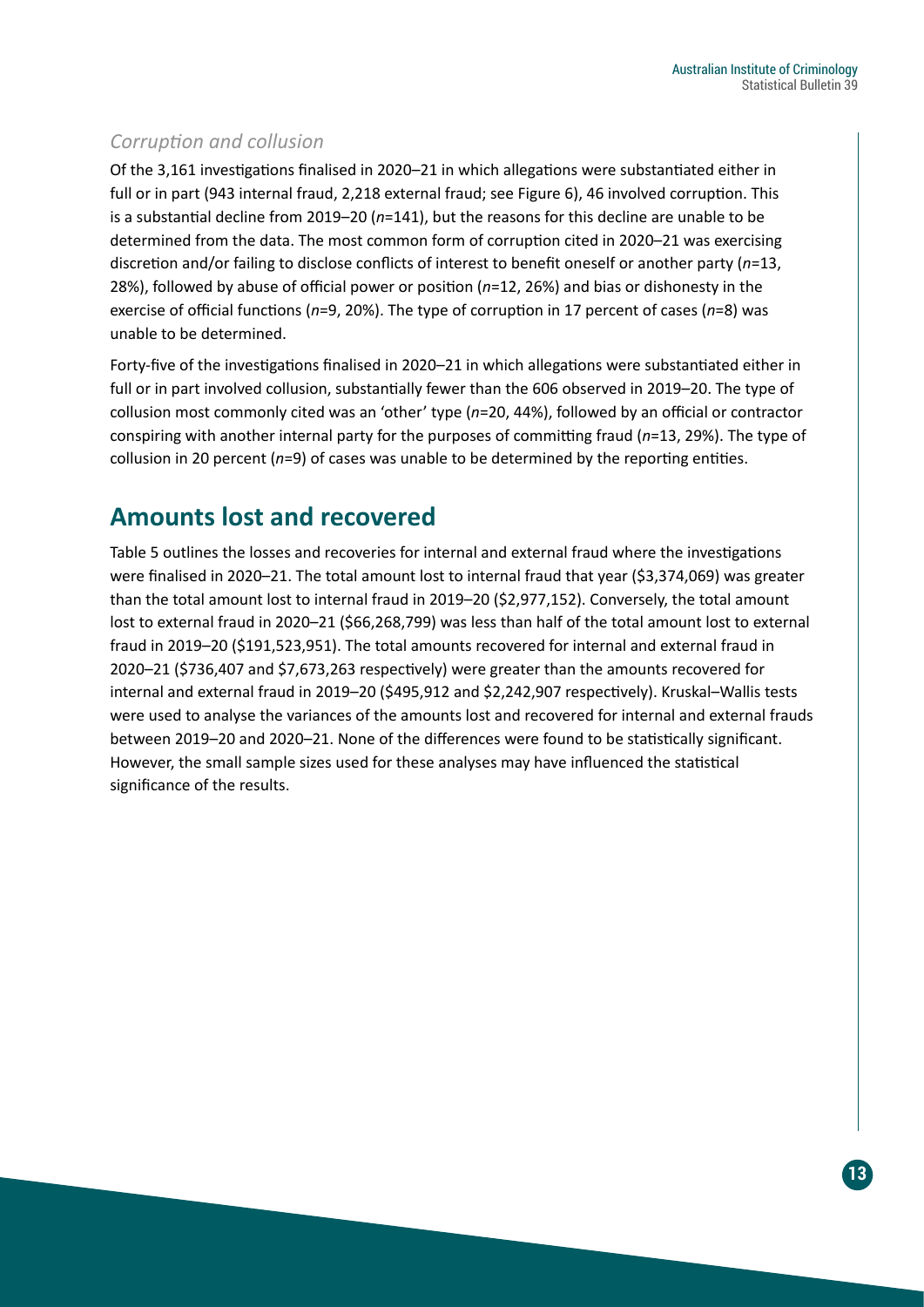### *Corruption and collusion*

Of the 3,161 investigations finalised in 2020–21 in which allegations were substantiated either in full or in part (943 internal fraud, 2,218 external fraud; see Figure 6), 46 involved corruption. This is a substantial decline from 2019–20 (*n*=141), but the reasons for this decline are unable to be determined from the data. The most common form of corruption cited in 2020–21 was exercising discretion and/or failing to disclose conflicts of interest to benefit oneself or another party (*n*=13, 28%), followed by abuse of official power or position (*n*=12, 26%) and bias or dishonesty in the exercise of official functions (*n*=9, 20%). The type of corruption in 17 percent of cases (*n*=8) was unable to be determined.

Forty-five of the investigations finalised in 2020–21 in which allegations were substantiated either in full or in part involved collusion, substantially fewer than the 606 observed in 2019–20. The type of collusion most commonly cited was an 'other' type (*n*=20, 44%), followed by an official or contractor conspiring with another internal party for the purposes of committing fraud (*n*=13, 29%). The type of collusion in 20 percent (*n*=9) of cases was unable to be determined by the reporting entities.

## Amounts lost and recovered

Table 5 outlines the losses and recoveries for internal and external fraud where the investigations were finalised in 2020–21. The total amount lost to internal fraud that year ($3,374,069) was greater than the total amount lost to internal fraud in 2019–20 ($2,977,152). Conversely, the total amount lost to external fraud in 2020–21 ($66,268,799) was less than half of the total amount lost to external fraud in 2019–20 ($191,523,951). The total amounts recovered for internal and external fraud in 2020–21 ($736,407 and $7,673,263 respectively) were greater than the amounts recovered for internal and external fraud in 2019–20 ($495,912 and $2,242,907 respectively). Kruskal–Wallis tests were used to analyse the variances of the amounts lost and recovered for internal and external frauds between 2019–20 and 2020–21. None of the differences were found to be statistically significant. However, the small sample sizes used for these analyses may have influenced the statistical significance of the results.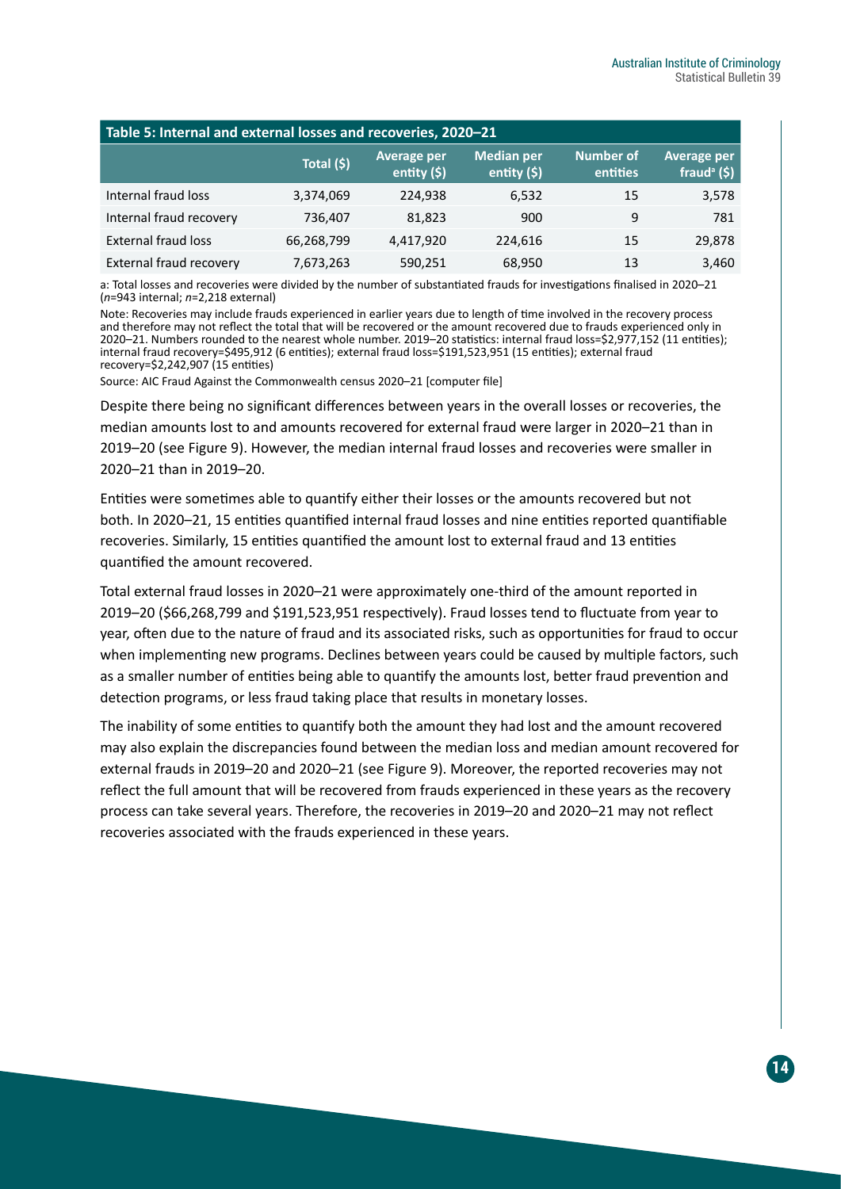**Table 5: Internal and external losses and recoveries, 2020–21**

| | Total ($) | Average per entity ($) | Median per entity ($) | Number of entities | Average per fraud[a] ($) |
|---|---|---|---|---|---|
| Internal fraud loss | 3,374,069 | 224,938 | 6,532 | 15 | 3,578 |
| Internal fraud recovery | 736,407 | 81,823 | 900 | 9 | 781 |
| External fraud loss | 66,268,799 | 4,417,920 | 224,616 | 15 | 29,878 |
| External fraud recovery | 7,673,263 | 590,251 | 68,950 | 13 | 3,460 |

a: Total losses and recoveries were divided by the number of substantiated frauds for investigations finalised in 2020–21 (*n*=943 internal; *n*=2,218 external)

Note: Recoveries may include frauds experienced in earlier years due to length of time involved in the recovery process and therefore may not reflect the total that will be recovered or the amount recovered due to frauds experienced only in 2020–21. Numbers rounded to the nearest whole number. 2019–20 statistics: internal fraud loss=$2,977,152 (11 entities); internal fraud recovery=$495,912 (6 entities); external fraud loss=$191,523,951 (15 entities); external fraud recovery=$2,242,907 (15 entities)

Source: AIC Fraud Against the Commonwealth census 2020–21 [computer file]

Despite there being no significant differences between years in the overall losses or recoveries, the median amounts lost to and amounts recovered for external fraud were larger in 2020–21 than in 2019–20 (see Figure 9). However, the median internal fraud losses and recoveries were smaller in 2020–21 than in 2019–20.

Entities were sometimes able to quantify either their losses or the amounts recovered but not both. In 2020–21, 15 entities quantified internal fraud losses and nine entities reported quantifiable recoveries. Similarly, 15 entities quantified the amount lost to external fraud and 13 entities quantified the amount recovered.

Total external fraud losses in 2020–21 were approximately one-third of the amount reported in 2019–20 ($66,268,799 and $191,523,951 respectively). Fraud losses tend to fluctuate from year to year, often due to the nature of fraud and its associated risks, such as opportunities for fraud to occur when implementing new programs. Declines between years could be caused by multiple factors, such as a smaller number of entities being able to quantify the amounts lost, better fraud prevention and detection programs, or less fraud taking place that results in monetary losses.

The inability of some entities to quantify both the amount they had lost and the amount recovered may also explain the discrepancies found between the median loss and median amount recovered for external frauds in 2019–20 and 2020–21 (see Figure 9). Moreover, the reported recoveries may not reflect the full amount that will be recovered from frauds experienced in these years as the recovery process can take several years. Therefore, the recoveries in 2019–20 and 2020–21 may not reflect recoveries associated with the frauds experienced in these years.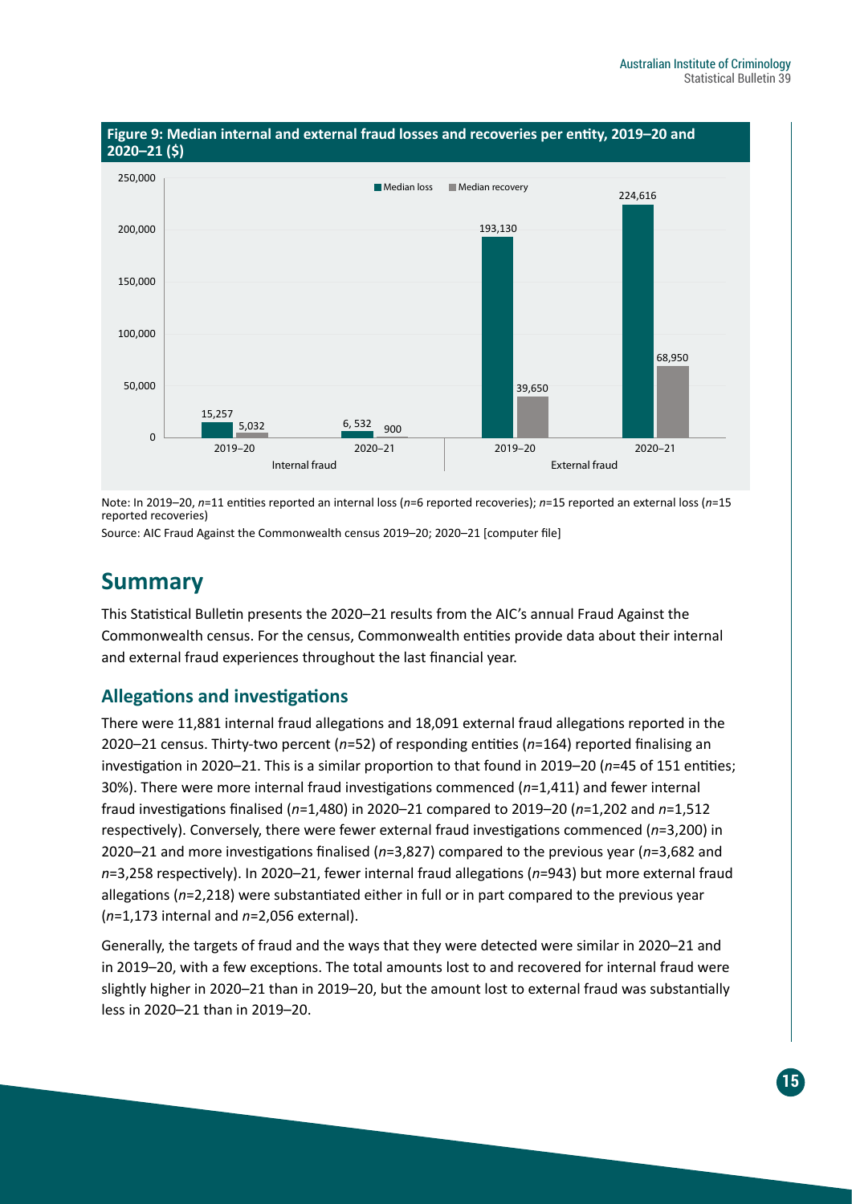**Figure 9: Median internal and external fraud losses and recoveries per entity, 2019–20 and 2020–21 ($)**

Median loss
Median recovery

250,000
200,000
150,000
100,000
50,000
0

15,257
5,032
6, 532
900
193,130
39,650
224,616
68,950

2019–20
2020–21
2019–20
2020–21

Internal fraud
External fraud

Note: In 2019–20, *n*=11 entities reported an internal loss (*n*=6 reported recoveries); *n*=15 reported an external loss (*n*=15 reported recoveries)

Source: AIC Fraud Against the Commonwealth census 2019–20; 2020–21 [computer file]

# Summary

This Statistical Bulletin presents the 2020–21 results from the AIC's annual Fraud Against the Commonwealth census. For the census, Commonwealth entities provide data about their internal and external fraud experiences throughout the last financial year.

## Allegations and investigations

There were 11,881 internal fraud allegations and 18,091 external fraud allegations reported in the 2020–21 census. Thirty-two percent (*n*=52) of responding entities (*n*=164) reported finalising an investigation in 2020–21. This is a similar proportion to that found in 2019–20 (*n*=45 of 151 entities; 30%). There were more internal fraud investigations commenced (*n*=1,411) and fewer internal fraud investigations finalised (*n*=1,480) in 2020–21 compared to 2019–20 (*n*=1,202 and *n*=1,512 respectively). Conversely, there were fewer external fraud investigations commenced (*n*=3,200) in 2020–21 and more investigations finalised (*n*=3,827) compared to the previous year (*n*=3,682 and *n*=3,258 respectively). In 2020–21, fewer internal fraud allegations (*n*=943) but more external fraud allegations (*n*=2,218) were substantiated either in full or in part compared to the previous year (*n*=1,173 internal and *n*=2,056 external).

Generally, the targets of fraud and the ways that they were detected were similar in 2020–21 and in 2019–20, with a few exceptions. The total amounts lost to and recovered for internal fraud were slightly higher in 2020–21 than in 2019–20, but the amount lost to external fraud was substantially less in 2020–21 than in 2019–20.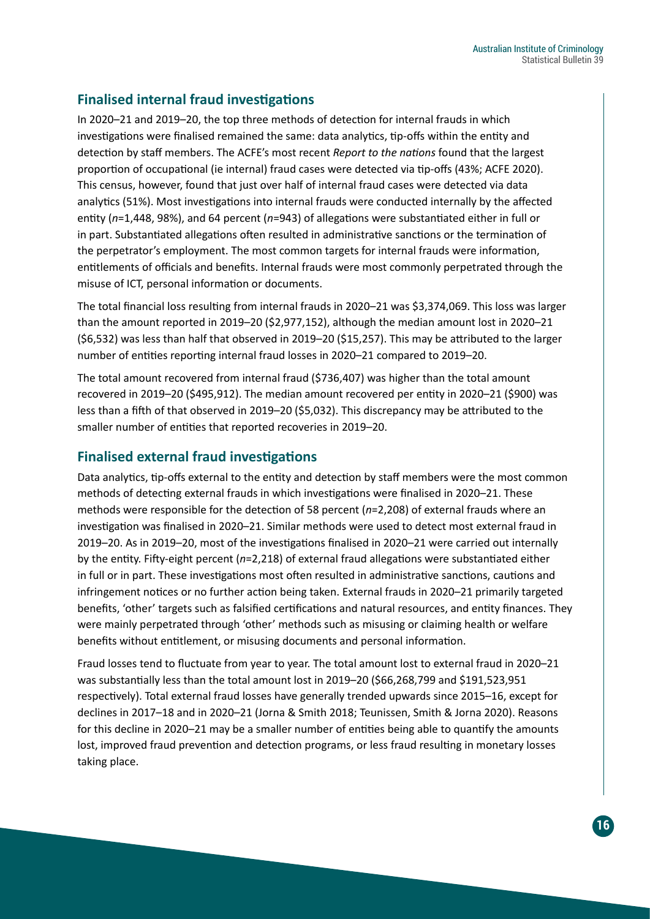## Finalised internal fraud investigations

In 2020–21 and 2019–20, the top three methods of detection for internal frauds in which investigations were finalised remained the same: data analytics, tip-offs within the entity and detection by staff members. The ACFE's most recent *Report to the nations* found that the largest proportion of occupational (ie internal) fraud cases were detected via tip-offs (43%; ACFE 2020). This census, however, found that just over half of internal fraud cases were detected via data analytics (51%). Most investigations into internal frauds were conducted internally by the affected entity (*n*=1,448, 98%), and 64 percent (*n*=943) of allegations were substantiated either in full or in part. Substantiated allegations often resulted in administrative sanctions or the termination of the perpetrator's employment. The most common targets for internal frauds were information, entitlements of officials and benefits. Internal frauds were most commonly perpetrated through the misuse of ICT, personal information or documents.

The total financial loss resulting from internal frauds in 2020–21 was $3,374,069. This loss was larger than the amount reported in 2019–20 ($2,977,152), although the median amount lost in 2020–21 ($6,532) was less than half that observed in 2019–20 ($15,257). This may be attributed to the larger number of entities reporting internal fraud losses in 2020–21 compared to 2019–20.

The total amount recovered from internal fraud ($736,407) was higher than the total amount recovered in 2019–20 ($495,912). The median amount recovered per entity in 2020–21 ($900) was less than a fifth of that observed in 2019–20 ($5,032). This discrepancy may be attributed to the smaller number of entities that reported recoveries in 2019–20.

## Finalised external fraud investigations

Data analytics, tip-offs external to the entity and detection by staff members were the most common methods of detecting external frauds in which investigations were finalised in 2020–21. These methods were responsible for the detection of 58 percent (*n*=2,208) of external frauds where an investigation was finalised in 2020–21. Similar methods were used to detect most external fraud in 2019–20. As in 2019–20, most of the investigations finalised in 2020–21 were carried out internally by the entity. Fifty-eight percent (*n*=2,218) of external fraud allegations were substantiated either in full or in part. These investigations most often resulted in administrative sanctions, cautions and infringement notices or no further action being taken. External frauds in 2020–21 primarily targeted benefits, 'other' targets such as falsified certifications and natural resources, and entity finances. They were mainly perpetrated through 'other' methods such as misusing or claiming health or welfare benefits without entitlement, or misusing documents and personal information.

Fraud losses tend to fluctuate from year to year. The total amount lost to external fraud in 2020–21 was substantially less than the total amount lost in 2019–20 ($66,268,799 and $191,523,951 respectively). Total external fraud losses have generally trended upwards since 2015–16, except for declines in 2017–18 and in 2020–21 (Jorna & Smith 2018; Teunissen, Smith & Jorna 2020). Reasons for this decline in 2020–21 may be a smaller number of entities being able to quantify the amounts lost, improved fraud prevention and detection programs, or less fraud resulting in monetary losses taking place.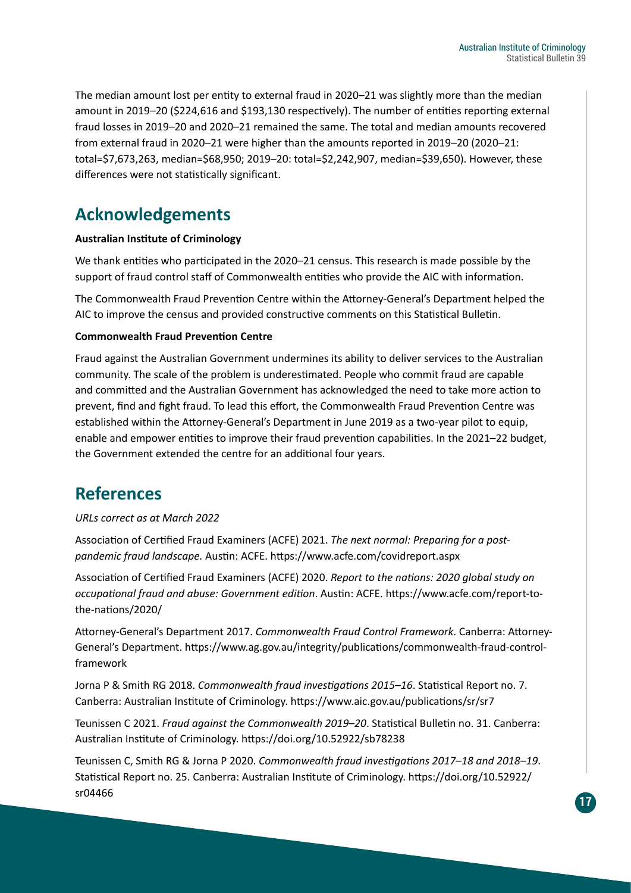The median amount lost per entity to external fraud in 2020–21 was slightly more than the median amount in 2019–20 ($224,616 and $193,130 respectively). The number of entities reporting external fraud losses in 2019–20 and 2020–21 remained the same. The total and median amounts recovered from external fraud in 2020–21 were higher than the amounts reported in 2019–20 (2020–21: total=$7,673,263, median=$68,950; 2019–20: total=$2,242,907, median=$39,650). However, these differences were not statistically significant.

## Acknowledgements

**Australian Institute of Criminology**

We thank entities who participated in the 2020–21 census. This research is made possible by the support of fraud control staff of Commonwealth entities who provide the AIC with information.

The Commonwealth Fraud Prevention Centre within the Attorney-General's Department helped the AIC to improve the census and provided constructive comments on this Statistical Bulletin.

**Commonwealth Fraud Prevention Centre**

Fraud against the Australian Government undermines its ability to deliver services to the Australian community. The scale of the problem is underestimated. People who commit fraud are capable and committed and the Australian Government has acknowledged the need to take more action to prevent, find and fight fraud. To lead this effort, the Commonwealth Fraud Prevention Centre was established within the Attorney-General's Department in June 2019 as a two-year pilot to equip, enable and empower entities to improve their fraud prevention capabilities. In the 2021–22 budget, the Government extended the centre for an additional four years.

## References

*URLs correct as at March 2022*

Association of Certified Fraud Examiners (ACFE) 2021. *The next normal: Preparing for a post-pandemic fraud landscape.* Austin: ACFE. https://www.acfe.com/covidreport.aspx

Association of Certified Fraud Examiners (ACFE) 2020. *Report to the nations: 2020 global study on occupational fraud and abuse: Government edition*. Austin: ACFE. https://www.acfe.com/report-to-the-nations/2020/

Attorney-General's Department 2017. *Commonwealth Fraud Control Framework*. Canberra: Attorney-General's Department. https://www.ag.gov.au/integrity/publications/commonwealth-fraud-control-framework

Jorna P & Smith RG 2018. *Commonwealth fraud investigations 2015–16*. Statistical Report no. 7. Canberra: Australian Institute of Criminology. https://www.aic.gov.au/publications/sr/sr7

Teunissen C 2021. *Fraud against the Commonwealth 2019–20*. Statistical Bulletin no. 31. Canberra: Australian Institute of Criminology. https://doi.org/10.52922/sb78238

Teunissen C, Smith RG & Jorna P 2020. *Commonwealth fraud investigations 2017–18 and 2018–19*. Statistical Report no. 25. Canberra: Australian Institute of Criminology. https://doi.org/10.52922/sr04466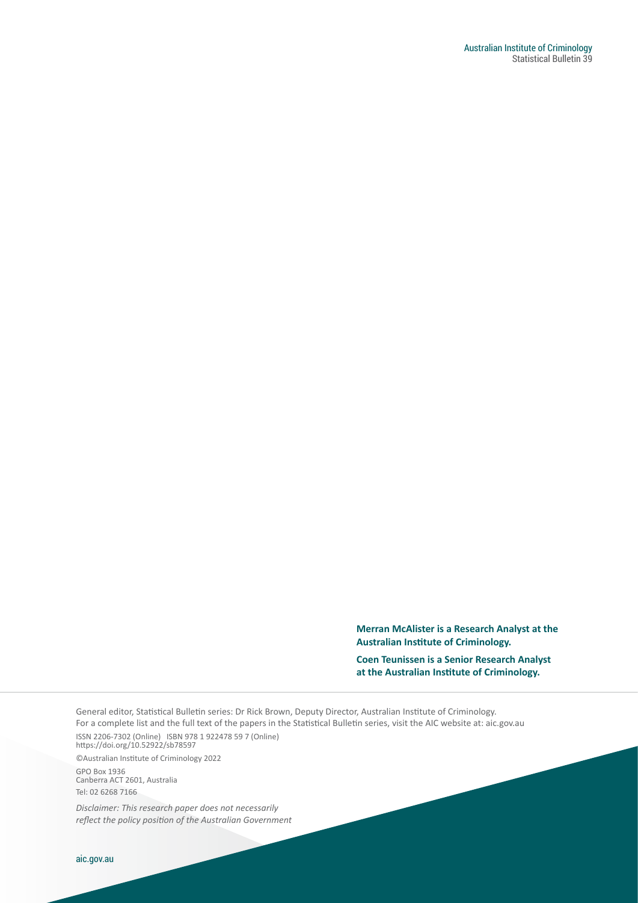Australian Institute of Criminology
Statistical Bulletin 39

**Merran McAlister is a Research Analyst at the Australian Institute of Criminology.**

**Coen Teunissen is a Senior Research Analyst at the Australian Institute of Criminology.**

General editor, Statistical Bulletin series: Dr Rick Brown, Deputy Director, Australian Institute of Criminology.
For a complete list and the full text of the papers in the Statistical Bulletin series, visit the AIC website at: aic.gov.au

ISSN 2206-7302 (Online) ISBN 978 1 922478 59 7 (Online)
https://doi.org/10.52922/sb78597

©Australian Institute of Criminology 2022

GPO Box 1936
Canberra ACT 2601, Australia
Tel: 02 6268 7166

*Disclaimer: This research paper does not necessarily reflect the policy position of the Australian Government*

aic.gov.au